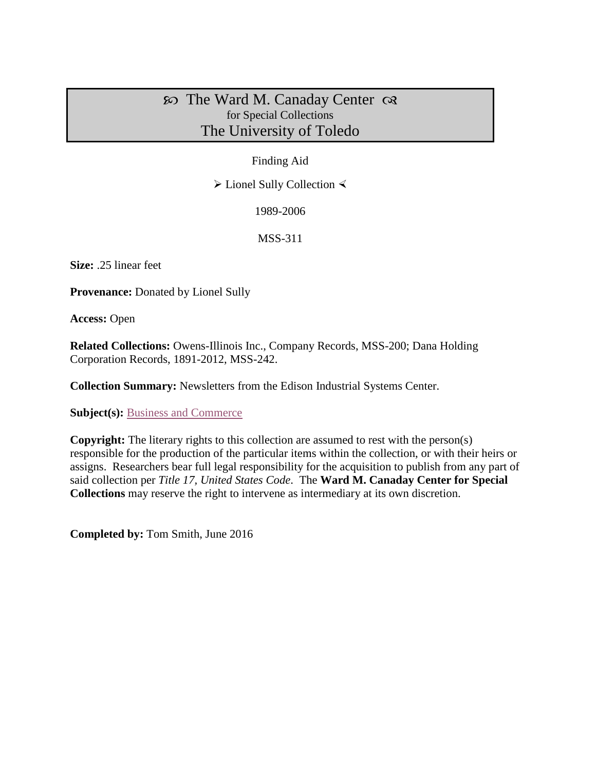# ☙ The Ward M. Canaday Center ❧
for Special Collections
The University of Toledo

Finding Aid

➢ Lionel Sully Collection ≺

1989-2006

MSS-311

**Size:** .25 linear feet

**Provenance:** Donated by Lionel Sully

**Access:** Open

**Related Collections:** Owens-Illinois Inc., Company Records, MSS-200; Dana Holding Corporation Records, 1891-2012, MSS-242.

**Collection Summary:** Newsletters from the Edison Industrial Systems Center.

**Subject(s):** Business and Commerce

**Copyright:** The literary rights to this collection are assumed to rest with the person(s) responsible for the production of the particular items within the collection, or with their heirs or assigns. Researchers bear full legal responsibility for the acquisition to publish from any part of said collection per *Title 17, United States Code*. The **Ward M. Canaday Center for Special Collections** may reserve the right to intervene as intermediary at its own discretion.

**Completed by:** Tom Smith, June 2016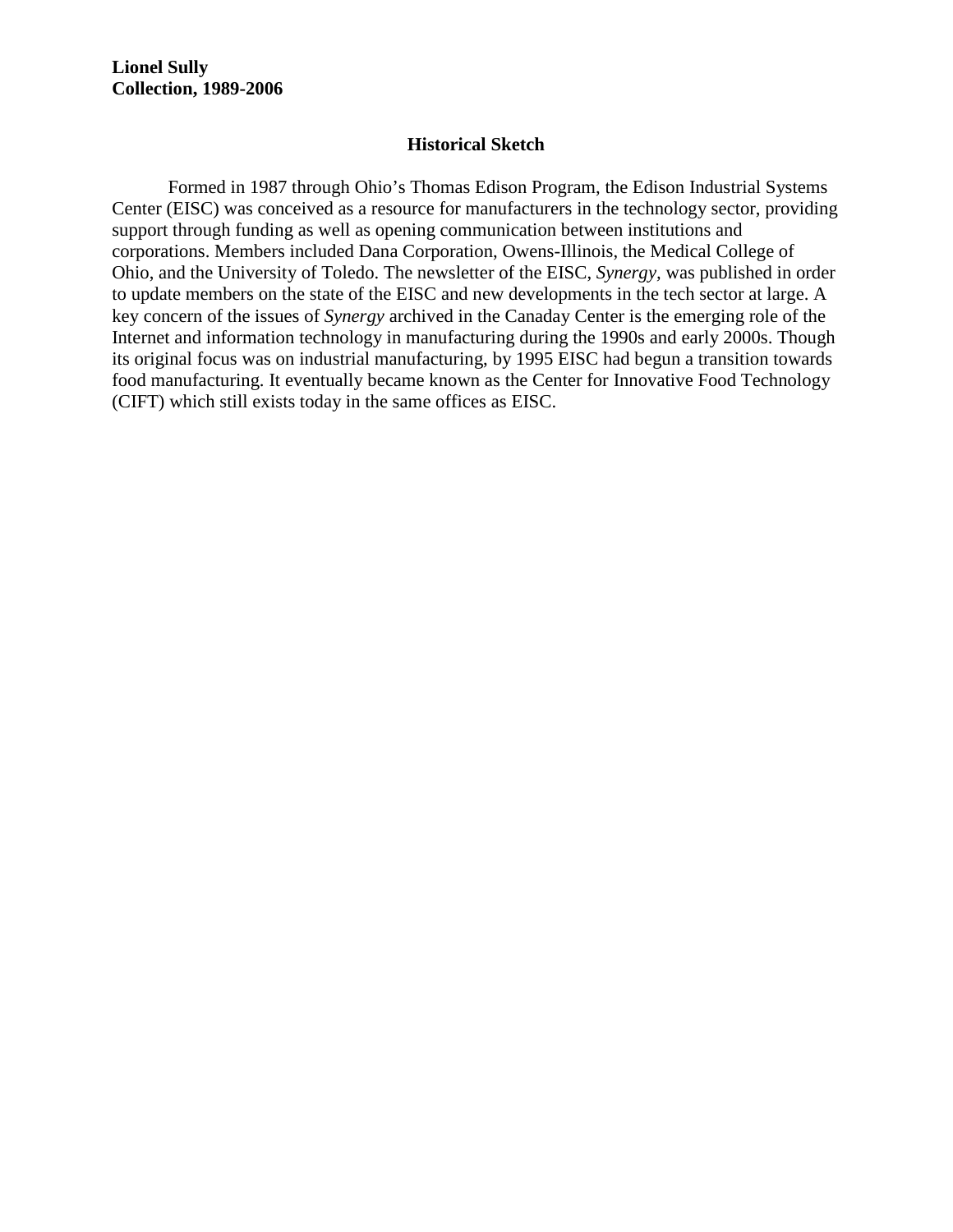**Lionel Sully**
**Collection, 1989-2006**

## Historical Sketch

Formed in 1987 through Ohio's Thomas Edison Program, the Edison Industrial Systems Center (EISC) was conceived as a resource for manufacturers in the technology sector, providing support through funding as well as opening communication between institutions and corporations. Members included Dana Corporation, Owens-Illinois, the Medical College of Ohio, and the University of Toledo. The newsletter of the EISC, *Synergy,* was published in order to update members on the state of the EISC and new developments in the tech sector at large. A key concern of the issues of *Synergy* archived in the Canaday Center is the emerging role of the Internet and information technology in manufacturing during the 1990s and early 2000s. Though its original focus was on industrial manufacturing, by 1995 EISC had begun a transition towards food manufacturing. It eventually became known as the Center for Innovative Food Technology (CIFT) which still exists today in the same offices as EISC.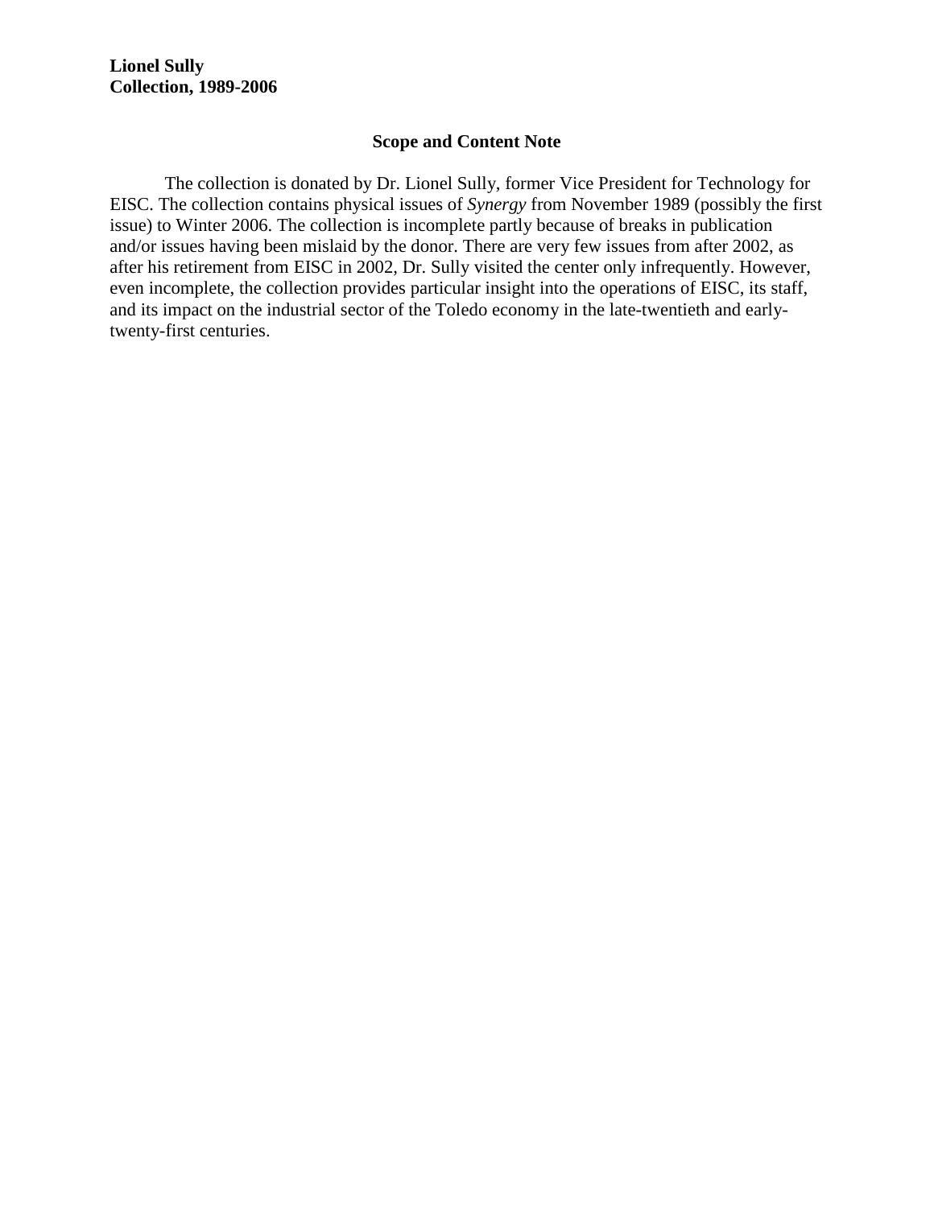**Lionel Sully**
**Collection, 1989-2006**

## Scope and Content Note

The collection is donated by Dr. Lionel Sully, former Vice President for Technology for EISC. The collection contains physical issues of *Synergy* from November 1989 (possibly the first issue) to Winter 2006. The collection is incomplete partly because of breaks in publication and/or issues having been mislaid by the donor. There are very few issues from after 2002, as after his retirement from EISC in 2002, Dr. Sully visited the center only infrequently. However, even incomplete, the collection provides particular insight into the operations of EISC, its staff, and its impact on the industrial sector of the Toledo economy in the late-twentieth and early-twenty-first centuries.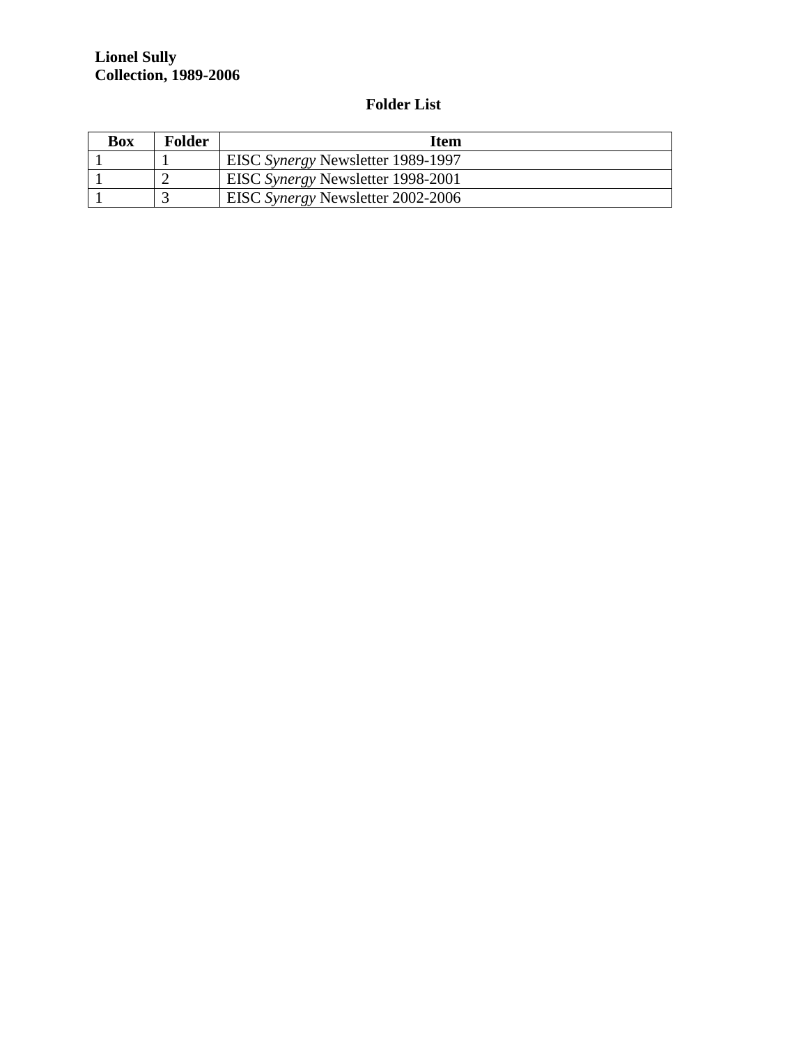**Lionel Sully**
**Collection, 1989-2006**

## Folder List

| Box | Folder | Item |
|---|---|---|
| 1 | 1 | EISC *Synergy* Newsletter 1989-1997 |
| 1 | 2 | EISC *Synergy* Newsletter 1998-2001 |
| 1 | 3 | EISC *Synergy* Newsletter 2002-2006 |